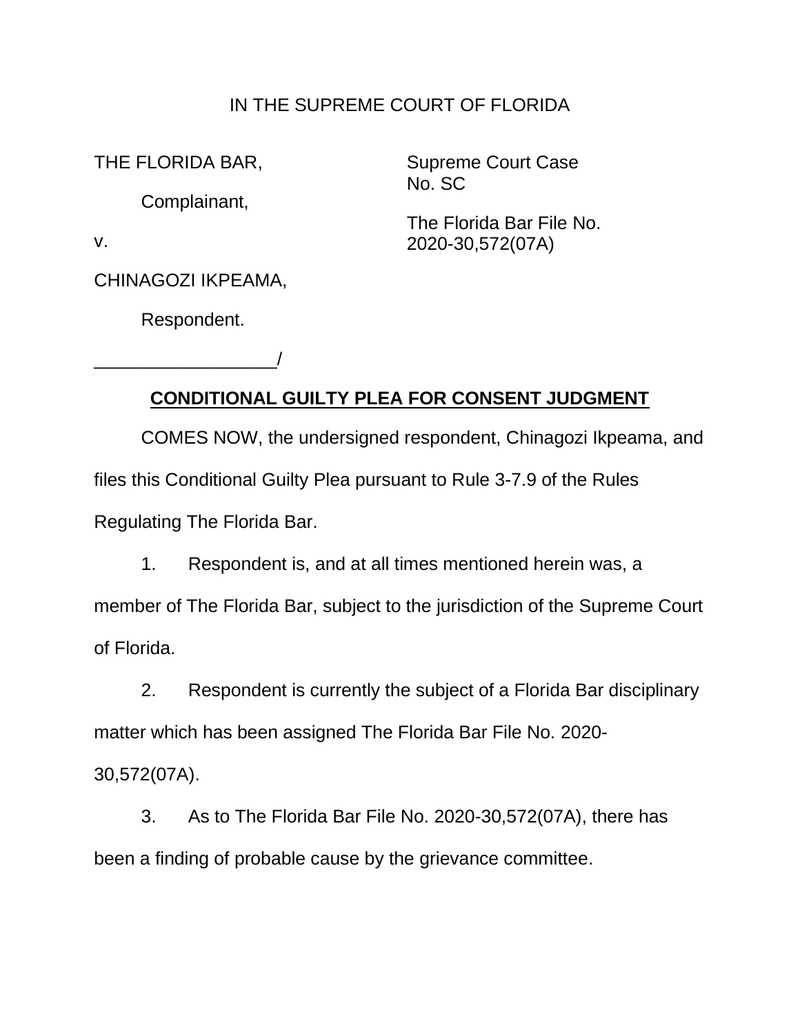IN THE SUPREME COURT OF FLORIDA

THE FLORIDA BAR,

Complainant,

v.

CHINAGOZI IKPEAMA,

Respondent.

__________________/

Supreme Court Case No. SC

The Florida Bar File No. 2020-30,572(07A)

**CONDITIONAL GUILTY PLEA FOR CONSENT JUDGMENT**

COMES NOW, the undersigned respondent, Chinagozi Ikpeama, and files this Conditional Guilty Plea pursuant to Rule 3-7.9 of the Rules Regulating The Florida Bar.

1. Respondent is, and at all times mentioned herein was, a member of The Florida Bar, subject to the jurisdiction of the Supreme Court of Florida.

2. Respondent is currently the subject of a Florida Bar disciplinary matter which has been assigned The Florida Bar File No. 2020-30,572(07A).

3. As to The Florida Bar File No. 2020-30,572(07A), there has been a finding of probable cause by the grievance committee.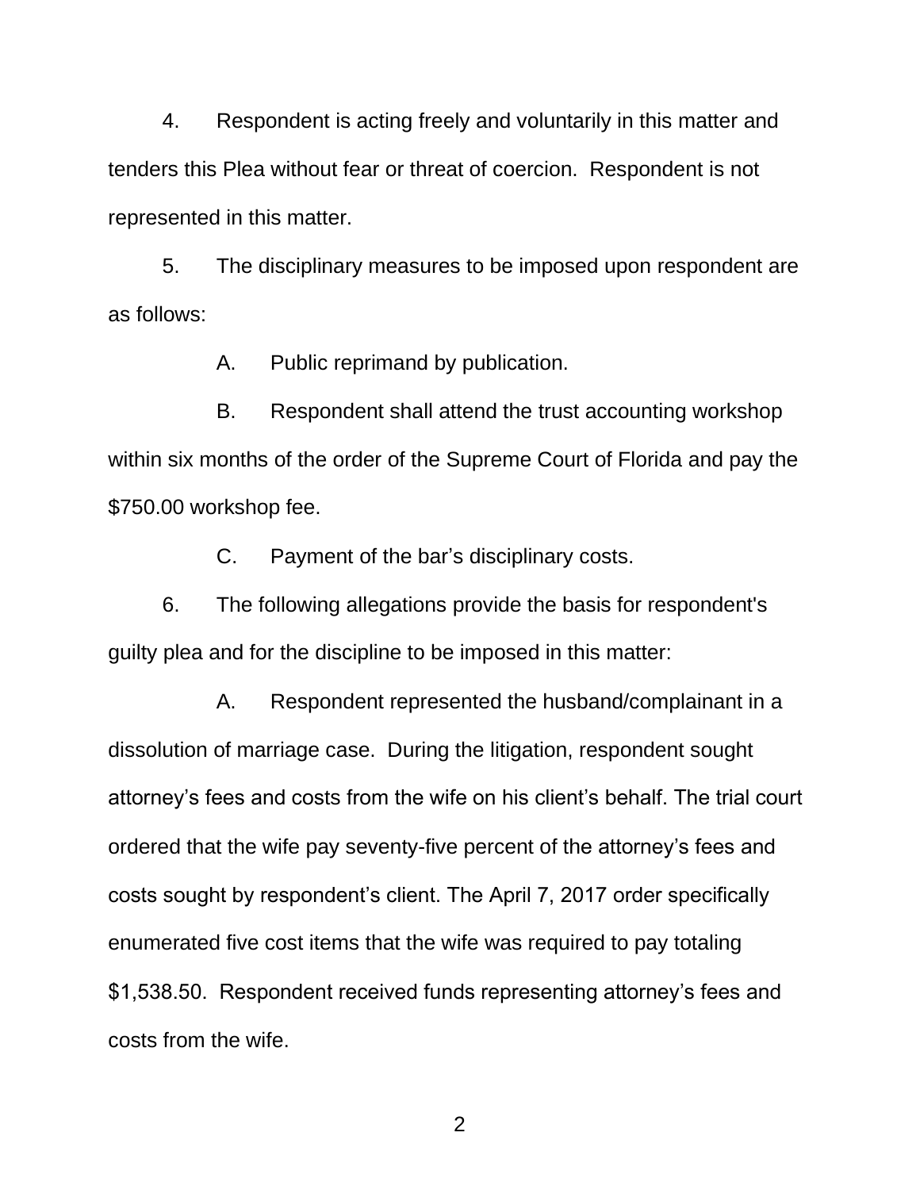4. Respondent is acting freely and voluntarily in this matter and tenders this Plea without fear or threat of coercion. Respondent is not represented in this matter.

5. The disciplinary measures to be imposed upon respondent are as follows:

   A. Public reprimand by publication.

   B. Respondent shall attend the trust accounting workshop within six months of the order of the Supreme Court of Florida and pay the $750.00 workshop fee.

   C. Payment of the bar's disciplinary costs.

6. The following allegations provide the basis for respondent's guilty plea and for the discipline to be imposed in this matter:

   A. Respondent represented the husband/complainant in a dissolution of marriage case. During the litigation, respondent sought attorney's fees and costs from the wife on his client's behalf. The trial court ordered that the wife pay seventy-five percent of the attorney's fees and costs sought by respondent's client. The April 7, 2017 order specifically enumerated five cost items that the wife was required to pay totaling $1,538.50. Respondent received funds representing attorney's fees and costs from the wife.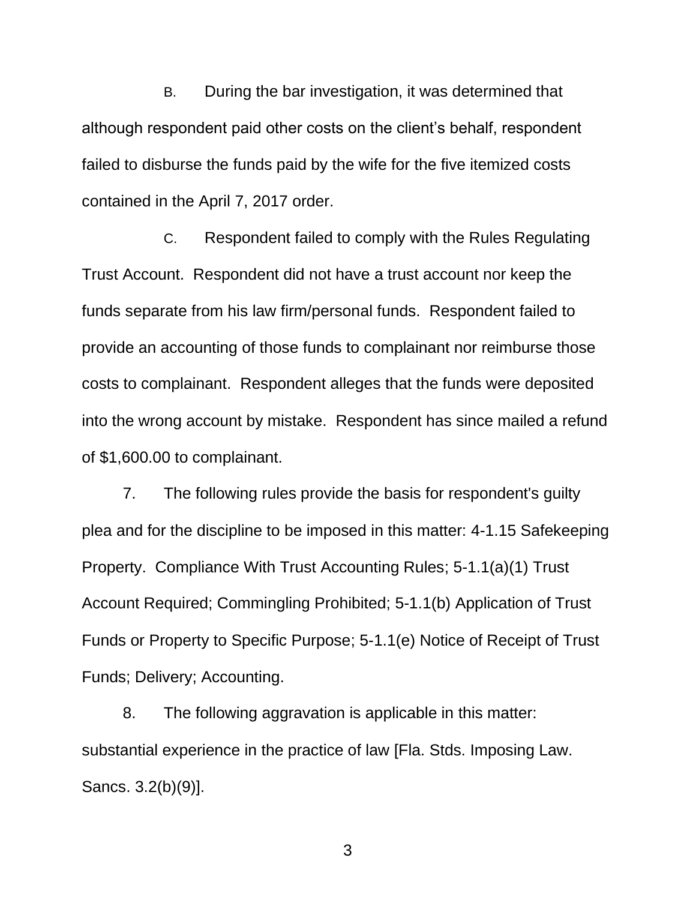B. During the bar investigation, it was determined that although respondent paid other costs on the client's behalf, respondent failed to disburse the funds paid by the wife for the five itemized costs contained in the April 7, 2017 order.

C. Respondent failed to comply with the Rules Regulating Trust Account. Respondent did not have a trust account nor keep the funds separate from his law firm/personal funds. Respondent failed to provide an accounting of those funds to complainant nor reimburse those costs to complainant. Respondent alleges that the funds were deposited into the wrong account by mistake. Respondent has since mailed a refund of $1,600.00 to complainant.

7. The following rules provide the basis for respondent's guilty plea and for the discipline to be imposed in this matter: 4-1.15 Safekeeping Property. Compliance With Trust Accounting Rules; 5-1.1(a)(1) Trust Account Required; Commingling Prohibited; 5-1.1(b) Application of Trust Funds or Property to Specific Purpose; 5-1.1(e) Notice of Receipt of Trust Funds; Delivery; Accounting.

8. The following aggravation is applicable in this matter: substantial experience in the practice of law [Fla. Stds. Imposing Law. Sancs. 3.2(b)(9)].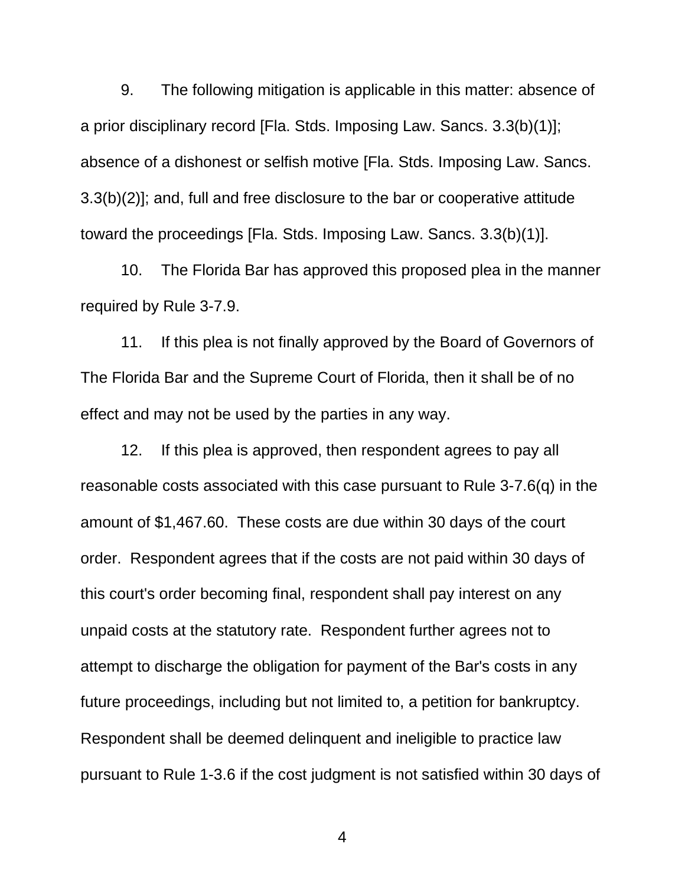9. The following mitigation is applicable in this matter: absence of a prior disciplinary record [Fla. Stds. Imposing Law. Sancs. 3.3(b)(1)]; absence of a dishonest or selfish motive [Fla. Stds. Imposing Law. Sancs. 3.3(b)(2)]; and, full and free disclosure to the bar or cooperative attitude toward the proceedings [Fla. Stds. Imposing Law. Sancs. 3.3(b)(1)].

10. The Florida Bar has approved this proposed plea in the manner required by Rule 3-7.9.

11. If this plea is not finally approved by the Board of Governors of The Florida Bar and the Supreme Court of Florida, then it shall be of no effect and may not be used by the parties in any way.

12. If this plea is approved, then respondent agrees to pay all reasonable costs associated with this case pursuant to Rule 3-7.6(q) in the amount of $1,467.60. These costs are due within 30 days of the court order. Respondent agrees that if the costs are not paid within 30 days of this court's order becoming final, respondent shall pay interest on any unpaid costs at the statutory rate. Respondent further agrees not to attempt to discharge the obligation for payment of the Bar's costs in any future proceedings, including but not limited to, a petition for bankruptcy. Respondent shall be deemed delinquent and ineligible to practice law pursuant to Rule 1-3.6 if the cost judgment is not satisfied within 30 days of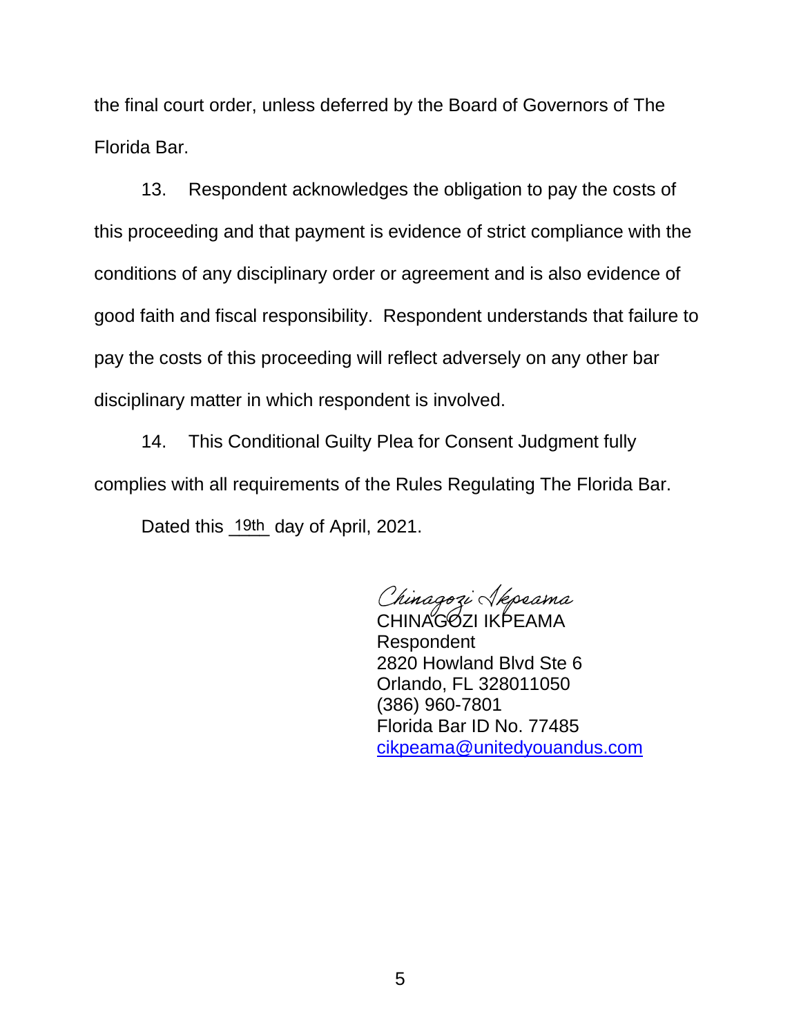the final court order, unless deferred by the Board of Governors of The Florida Bar.

13. Respondent acknowledges the obligation to pay the costs of this proceeding and that payment is evidence of strict compliance with the conditions of any disciplinary order or agreement and is also evidence of good faith and fiscal responsibility. Respondent understands that failure to pay the costs of this proceeding will reflect adversely on any other bar disciplinary matter in which respondent is involved.

14. This Conditional Guilty Plea for Consent Judgment fully complies with all requirements of the Rules Regulating The Florida Bar.

Dated this 19th day of April, 2021.

Chinagozi Ikpeama
CHINAGOZI IKPEAMA
Respondent
2820 Howland Blvd Ste 6
Orlando, FL 328011050
(386) 960-7801
Florida Bar ID No. 77485
cikpeama@unitedyouandus.com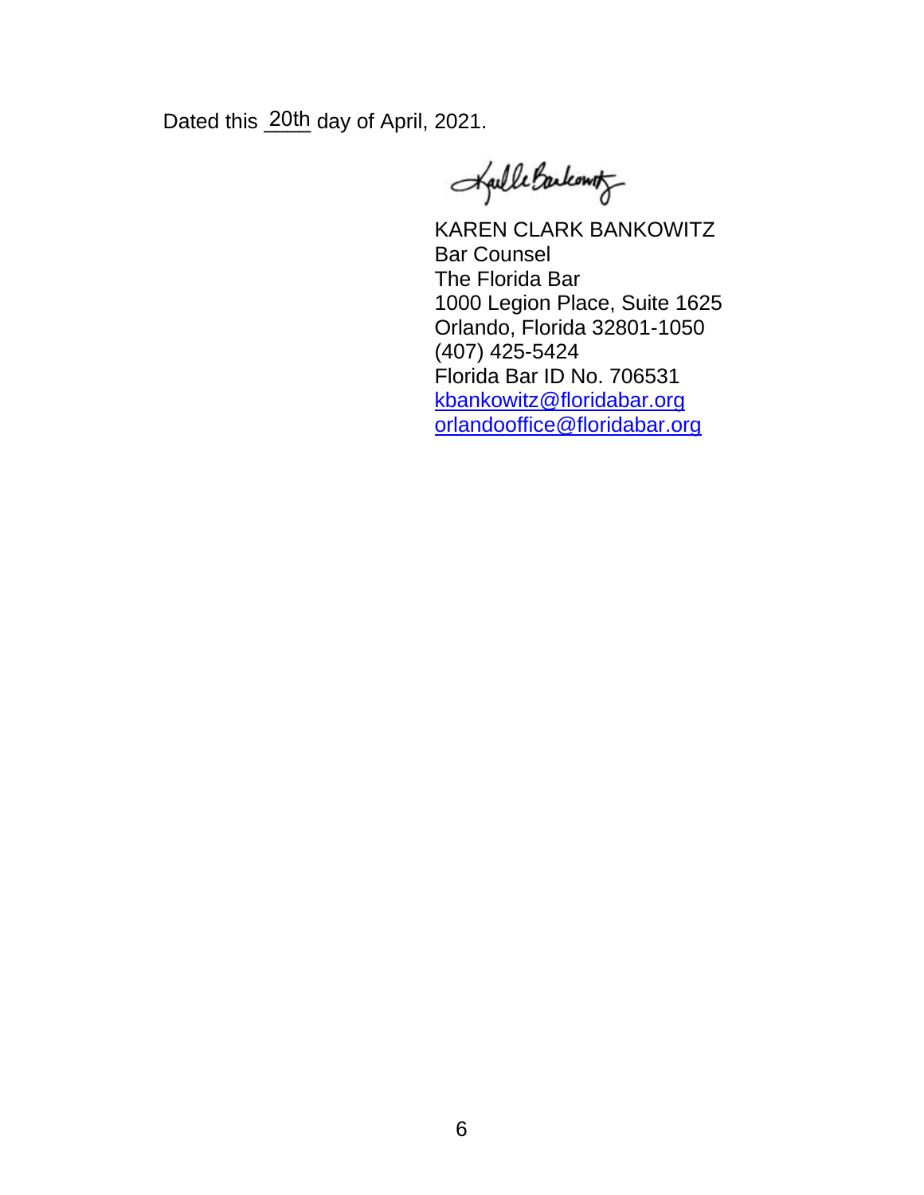Dated this 20th day of April, 2021.

KAREN CLARK BANKOWITZ  
Bar Counsel  
The Florida Bar  
1000 Legion Place, Suite 1625  
Orlando, Florida 32801-1050  
(407) 425-5424  
Florida Bar ID No. 706531  
kbankowitz@floridabar.org  
orlandooffice@floridabar.org